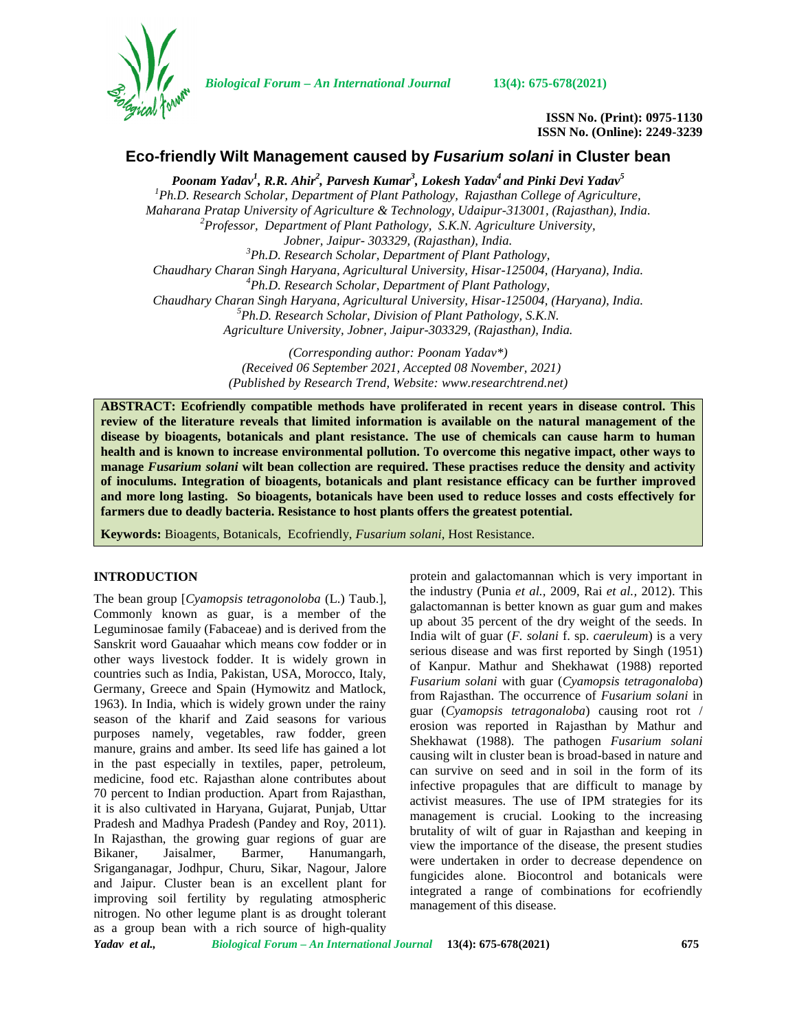# Eco-friendly Wilt Management caused by *Fusarium solani* in Cluster bean

***Poonam Yadav*[1], *R.R. Ahir*[2], *Parvesh Kumar*[3], *Lokesh Yadav*[4] *and Pinki Devi Yadav*[5]**

*[1]Ph.D. Research Scholar, Department of Plant Pathology, Rajasthan College of Agriculture, Maharana Pratap University of Agriculture & Technology, Udaipur-313001, (Rajasthan), India.*
*[2]Professor, Department of Plant Pathology, S.K.N. Agriculture University, Jobner, Jaipur- 303329, (Rajasthan), India.*
*[3]Ph.D. Research Scholar, Department of Plant Pathology, Chaudhary Charan Singh Haryana, Agricultural University, Hisar-125004, (Haryana), India.*
*[4]Ph.D. Research Scholar, Department of Plant Pathology, Chaudhary Charan Singh Haryana, Agricultural University, Hisar-125004, (Haryana), India.*
*[5]Ph.D. Research Scholar, Division of Plant Pathology, S.K.N. Agriculture University, Jobner, Jaipur-303329, (Rajasthan), India.*

*(Corresponding author: Poonam Yadav\*)*
*(Received 06 September 2021, Accepted 08 November, 2021)*
*(Published by Research Trend, Website: www.researchtrend.net)*

**ABSTRACT: Ecofriendly compatible methods have proliferated in recent years in disease control. This review of the literature reveals that limited information is available on the natural management of the disease by bioagents, botanicals and plant resistance. The use of chemicals can cause harm to human health and is known to increase environmental pollution. To overcome this negative impact, other ways to manage *Fusarium solani* wilt bean collection are required. These practises reduce the density and activity of inoculums. Integration of bioagents, botanicals and plant resistance efficacy can be further improved and more long lasting. So bioagents, botanicals have been used to reduce losses and costs effectively for farmers due to deadly bacteria. Resistance to host plants offers the greatest potential.**

**Keywords:** Bioagents, Botanicals, Ecofriendly, *Fusarium solani*, Host Resistance.

## INTRODUCTION

The bean group [*Cyamopsis tetragonoloba* (L.) Taub.], Commonly known as guar, is a member of the Leguminosae family (Fabaceae) and is derived from the Sanskrit word Gauaahar which means cow fodder or in other ways livestock fodder. It is widely grown in countries such as India, Pakistan, USA, Morocco, Italy, Germany, Greece and Spain (Hymowitz and Matlock, 1963). In India, which is widely grown under the rainy season of the kharif and Zaid seasons for various purposes namely, vegetables, raw fodder, green manure, grains and amber. Its seed life has gained a lot in the past especially in textiles, paper, petroleum, medicine, food etc. Rajasthan alone contributes about 70 percent to Indian production. Apart from Rajasthan, it is also cultivated in Haryana, Gujarat, Punjab, Uttar Pradesh and Madhya Pradesh (Pandey and Roy, 2011). In Rajasthan, the growing guar regions of guar are Bikaner, Jaisalmer, Barmer, Hanumangarh, Sriganganagar, Jodhpur, Churu, Sikar, Nagour, Jalore and Jaipur. Cluster bean is an excellent plant for improving soil fertility by regulating atmospheric nitrogen. No other legume plant is as drought tolerant as a group bean with a rich source of high-quality protein and galactomannan which is very important in the industry (Punia *et al.,* 2009, Rai *et al.,* 2012). This galactomannan is better known as guar gum and makes up about 35 percent of the dry weight of the seeds. In India wilt of guar (*F. solani* f. sp. *caeruleum*) is a very serious disease and was first reported by Singh (1951) of Kanpur. Mathur and Shekhawat (1988) reported *Fusarium solani* with guar (*Cyamopsis tetragonaloba*) from Rajasthan. The occurrence of *Fusarium solani* in guar (*Cyamopsis tetragonaloba*) causing root rot / erosion was reported in Rajasthan by Mathur and Shekhawat (1988). The pathogen *Fusarium solani* causing wilt in cluster bean is broad-based in nature and can survive on seed and in soil in the form of its infective propagules that are difficult to manage by activist measures. The use of IPM strategies for its management is crucial. Looking to the increasing brutality of wilt of guar in Rajasthan and keeping in view the importance of the disease, the present studies were undertaken in order to decrease dependence on fungicides alone. Biocontrol and botanicals were integrated a range of combinations for ecofriendly management of this disease.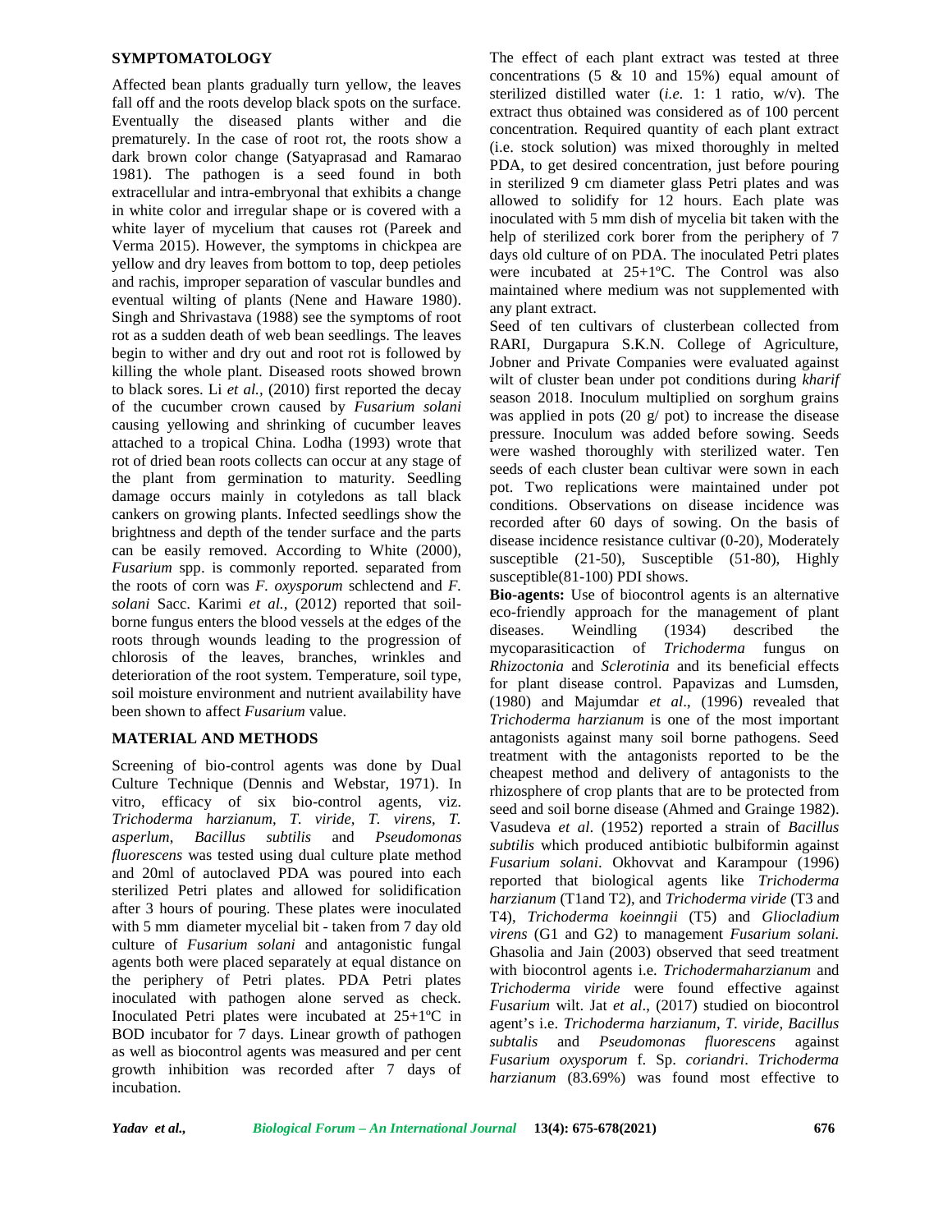## SYMPTOMATOLOGY

Affected bean plants gradually turn yellow, the leaves fall off and the roots develop black spots on the surface. Eventually the diseased plants wither and die prematurely. In the case of root rot, the roots show a dark brown color change (Satyaprasad and Ramarao 1981). The pathogen is a seed found in both extracellular and intra-embryonal that exhibits a change in white color and irregular shape or is covered with a white layer of mycelium that causes rot (Pareek and Verma 2015). However, the symptoms in chickpea are yellow and dry leaves from bottom to top, deep petioles and rachis, improper separation of vascular bundles and eventual wilting of plants (Nene and Haware 1980). Singh and Shrivastava (1988) see the symptoms of root rot as a sudden death of web bean seedlings. The leaves begin to wither and dry out and root rot is followed by killing the whole plant. Diseased roots showed brown to black sores. Li *et al.,* (2010) first reported the decay of the cucumber crown caused by *Fusarium solani* causing yellowing and shrinking of cucumber leaves attached to a tropical China. Lodha (1993) wrote that rot of dried bean roots collects can occur at any stage of the plant from germination to maturity. Seedling damage occurs mainly in cotyledons as tall black cankers on growing plants. Infected seedlings show the brightness and depth of the tender surface and the parts can be easily removed. According to White (2000), *Fusarium* spp. is commonly reported. separated from the roots of corn was *F. oxysporum* schlectend and *F. solani* Sacc. Karimi *et al.,* (2012) reported that soil-borne fungus enters the blood vessels at the edges of the roots through wounds leading to the progression of chlorosis of the leaves, branches, wrinkles and deterioration of the root system. Temperature, soil type, soil moisture environment and nutrient availability have been shown to affect *Fusarium* value.

## MATERIAL AND METHODS

Screening of bio-control agents was done by Dual Culture Technique (Dennis and Webstar, 1971). In vitro, efficacy of six bio-control agents, viz. *Trichoderma harzianum, T. viride, T. virens, T. asperlum*, *Bacillus subtilis* and *Pseudomonas fluorescens* was tested using dual culture plate method and 20ml of autoclaved PDA was poured into each sterilized Petri plates and allowed for solidification after 3 hours of pouring. These plates were inoculated with 5 mm diameter mycelial bit - taken from 7 day old culture of *Fusarium solani* and antagonistic fungal agents both were placed separately at equal distance on the periphery of Petri plates. PDA Petri plates inoculated with pathogen alone served as check. Inoculated Petri plates were incubated at 25+1ºC in BOD incubator for 7 days. Linear growth of pathogen as well as biocontrol agents was measured and per cent growth inhibition was recorded after 7 days of incubation.

The effect of each plant extract was tested at three concentrations (5 & 10 and 15%) equal amount of sterilized distilled water (*i.e.* 1: 1 ratio, w/v). The extract thus obtained was considered as of 100 percent concentration. Required quantity of each plant extract (i.e. stock solution) was mixed thoroughly in melted PDA, to get desired concentration, just before pouring in sterilized 9 cm diameter glass Petri plates and was allowed to solidify for 12 hours. Each plate was inoculated with 5 mm dish of mycelia bit taken with the help of sterilized cork borer from the periphery of 7 days old culture of on PDA. The inoculated Petri plates were incubated at 25+1ºC. The Control was also maintained where medium was not supplemented with any plant extract.

Seed of ten cultivars of clusterbean collected from RARI, Durgapura S.K.N. College of Agriculture, Jobner and Private Companies were evaluated against wilt of cluster bean under pot conditions during *kharif* season 2018. Inoculum multiplied on sorghum grains was applied in pots (20 g/ pot) to increase the disease pressure. Inoculum was added before sowing. Seeds were washed thoroughly with sterilized water. Ten seeds of each cluster bean cultivar were sown in each pot. Two replications were maintained under pot conditions. Observations on disease incidence was recorded after 60 days of sowing. On the basis of disease incidence resistance cultivar (0-20), Moderately susceptible (21-50), Susceptible (51-80), Highly susceptible(81-100) PDI shows.

**Bio-agents:** Use of biocontrol agents is an alternative eco-friendly approach for the management of plant diseases. Weindling (1934) described the mycoparasiticaction of *Trichoderma* fungus on *Rhizoctonia* and *Sclerotinia* and its beneficial effects for plant disease control. Papavizas and Lumsden, (1980) and Majumdar *et al*., (1996) revealed that *Trichoderma harzianum* is one of the most important antagonists against many soil borne pathogens. Seed treatment with the antagonists reported to be the cheapest method and delivery of antagonists to the rhizosphere of crop plants that are to be protected from seed and soil borne disease (Ahmed and Grainge 1982). Vasudeva *et al*. (1952) reported a strain of *Bacillus subtilis* which produced antibiotic bulbiformin against *Fusarium solani*. Okhovvat and Karampour (1996) reported that biological agents like *Trichoderma harzianum* (T1and T2), and *Trichoderma viride* (T3 and T4), *Trichoderma koeinngii* (T5) and *Gliocladium virens* (G1 and G2) to management *Fusarium solani.* Ghasolia and Jain (2003) observed that seed treatment with biocontrol agents i.e. *Trichodermaharzianum* and *Trichoderma viride* were found effective against *Fusarium* wilt. Jat *et al*., (2017) studied on biocontrol agent's i.e. *Trichoderma harzianum*, *T. viride*, *Bacillus subtalis* and *Pseudomonas fluorescens* against *Fusarium oxysporum* f. Sp. *coriandri*. *Trichoderma harzianum* (83.69%) was found most effective to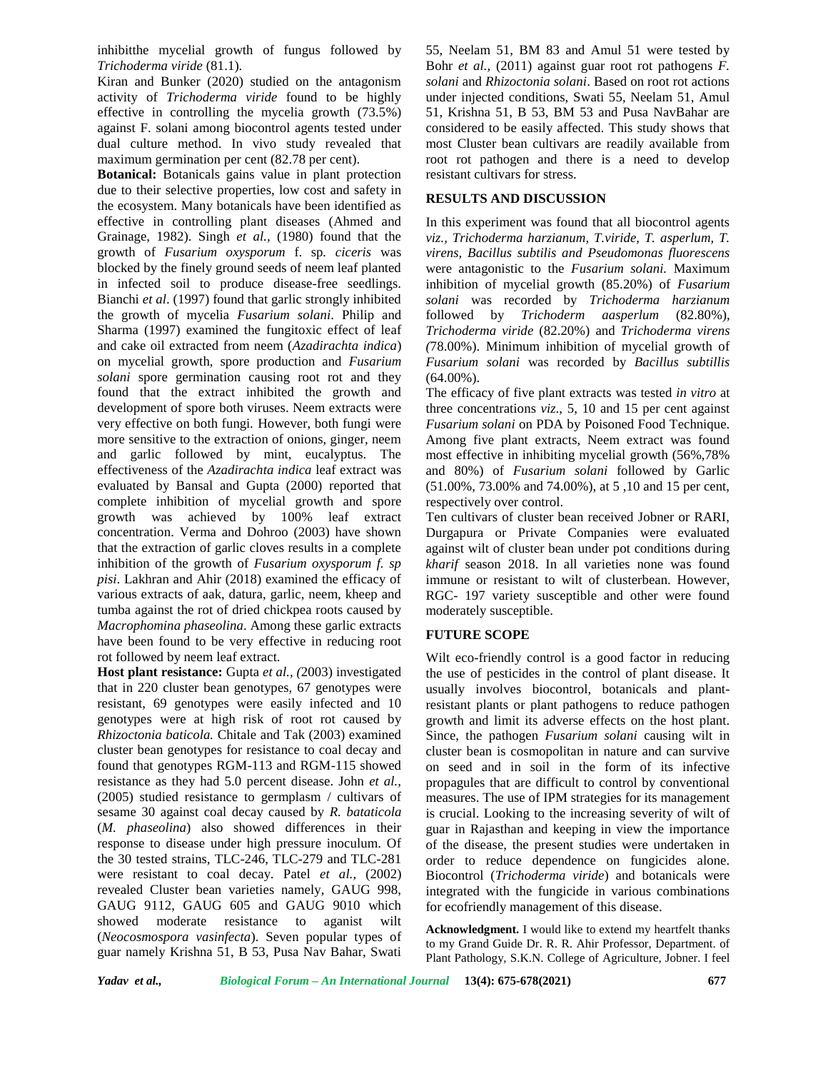inhibitthe mycelial growth of fungus followed by *Trichoderma viride* (81.1).

Kiran and Bunker (2020) studied on the antagonism activity of *Trichoderma viride* found to be highly effective in controlling the mycelia growth (73.5%) against F. solani among biocontrol agents tested under dual culture method. In vivo study revealed that maximum germination per cent (82.78 per cent).

**Botanical:** Botanicals gains value in plant protection due to their selective properties, low cost and safety in the ecosystem. Many botanicals have been identified as effective in controlling plant diseases (Ahmed and Grainage, 1982). Singh *et al.,* (1980) found that the growth of *Fusarium oxysporum* f. sp. *ciceris* was blocked by the finely ground seeds of neem leaf planted in infected soil to produce disease-free seedlings. Bianchi *et al*. (1997) found that garlic strongly inhibited the growth of mycelia *Fusarium solani*. Philip and Sharma (1997) examined the fungitoxic effect of leaf and cake oil extracted from neem (*Azadirachta indica*) on mycelial growth, spore production and *Fusarium solani* spore germination causing root rot and they found that the extract inhibited the growth and development of spore both viruses. Neem extracts were very effective on both fungi. However, both fungi were more sensitive to the extraction of onions, ginger, neem and garlic followed by mint, eucalyptus. The effectiveness of the *Azadirachta indica* leaf extract was evaluated by Bansal and Gupta (2000) reported that complete inhibition of mycelial growth and spore growth was achieved by 100% leaf extract concentration. Verma and Dohroo (2003) have shown that the extraction of garlic cloves results in a complete inhibition of the growth of *Fusarium oxysporum f. sp pisi*. Lakhran and Ahir (2018) examined the efficacy of various extracts of aak, datura, garlic, neem, kheep and tumba against the rot of dried chickpea roots caused by *Macrophomina phaseolina*. Among these garlic extracts have been found to be very effective in reducing root rot followed by neem leaf extract.

**Host plant resistance:** Gupta *et al., (*2003) investigated that in 220 cluster bean genotypes, 67 genotypes were resistant, 69 genotypes were easily infected and 10 genotypes were at high risk of root rot caused by *Rhizoctonia baticola.* Chitale and Tak (2003) examined cluster bean genotypes for resistance to coal decay and found that genotypes RGM-113 and RGM-115 showed resistance as they had 5.0 percent disease. John *et al.,* (2005) studied resistance to germplasm / cultivars of sesame 30 against coal decay caused by *R. bataticola* (*M. phaseolina*) also showed differences in their response to disease under high pressure inoculum. Of the 30 tested strains, TLC-246, TLC-279 and TLC-281 were resistant to coal decay. Patel *et al.,* (2002) revealed Cluster bean varieties namely, GAUG 998, GAUG 9112, GAUG 605 and GAUG 9010 which showed moderate resistance to aganist wilt (*Neocosmospora vasinfecta*). Seven popular types of guar namely Krishna 51, B 53, Pusa Nav Bahar, Swati 55, Neelam 51, BM 83 and Amul 51 were tested by Bohr *et al.,* (2011) against guar root rot pathogens *F. solani* and *Rhizoctonia solani*. Based on root rot actions under injected conditions, Swati 55, Neelam 51, Amul 51, Krishna 51, B 53, BM 53 and Pusa NavBahar are considered to be easily affected. This study shows that most Cluster bean cultivars are readily available from root rot pathogen and there is a need to develop resistant cultivars for stress.

## RESULTS AND DISCUSSION

In this experiment was found that all biocontrol agents *viz., Trichoderma harzianum, T.viride, T. asperlum, T. virens, Bacillus subtilis and Pseudomonas fluorescens* were antagonistic to the *Fusarium solani.* Maximum inhibition of mycelial growth (85.20%) of *Fusarium solani* was recorded by *Trichoderma harzianum* followed by *Trichoderm aasperlum* (82.80%), *Trichoderma viride* (82.20%) and *Trichoderma virens (*78.00%). Minimum inhibition of mycelial growth of *Fusarium solani* was recorded by *Bacillus subtillis* (64.00%).

The efficacy of five plant extracts was tested *in vitro* at three concentrations *viz*., 5, 10 and 15 per cent against *Fusarium solani* on PDA by Poisoned Food Technique. Among five plant extracts, Neem extract was found most effective in inhibiting mycelial growth (56%,78% and 80%) of *Fusarium solani* followed by Garlic (51.00%, 73.00% and 74.00%), at 5 ,10 and 15 per cent, respectively over control.

Ten cultivars of cluster bean received Jobner or RARI, Durgapura or Private Companies were evaluated against wilt of cluster bean under pot conditions during *kharif* season 2018. In all varieties none was found immune or resistant to wilt of clusterbean. However, RGC- 197 variety susceptible and other were found moderately susceptible.

## FUTURE SCOPE

Wilt eco-friendly control is a good factor in reducing the use of pesticides in the control of plant disease. It usually involves biocontrol, botanicals and plant-resistant plants or plant pathogens to reduce pathogen growth and limit its adverse effects on the host plant. Since, the pathogen *Fusarium solani* causing wilt in cluster bean is cosmopolitan in nature and can survive on seed and in soil in the form of its infective propagules that are difficult to control by conventional measures. The use of IPM strategies for its management is crucial. Looking to the increasing severity of wilt of guar in Rajasthan and keeping in view the importance of the disease, the present studies were undertaken in order to reduce dependence on fungicides alone. Biocontrol (*Trichoderma viride*) and botanicals were integrated with the fungicide in various combinations for ecofriendly management of this disease.

**Acknowledgment.** I would like to extend my heartfelt thanks to my Grand Guide Dr. R. R. Ahir Professor, Department. of Plant Pathology, S.K.N. College of Agriculture, Jobner. I feel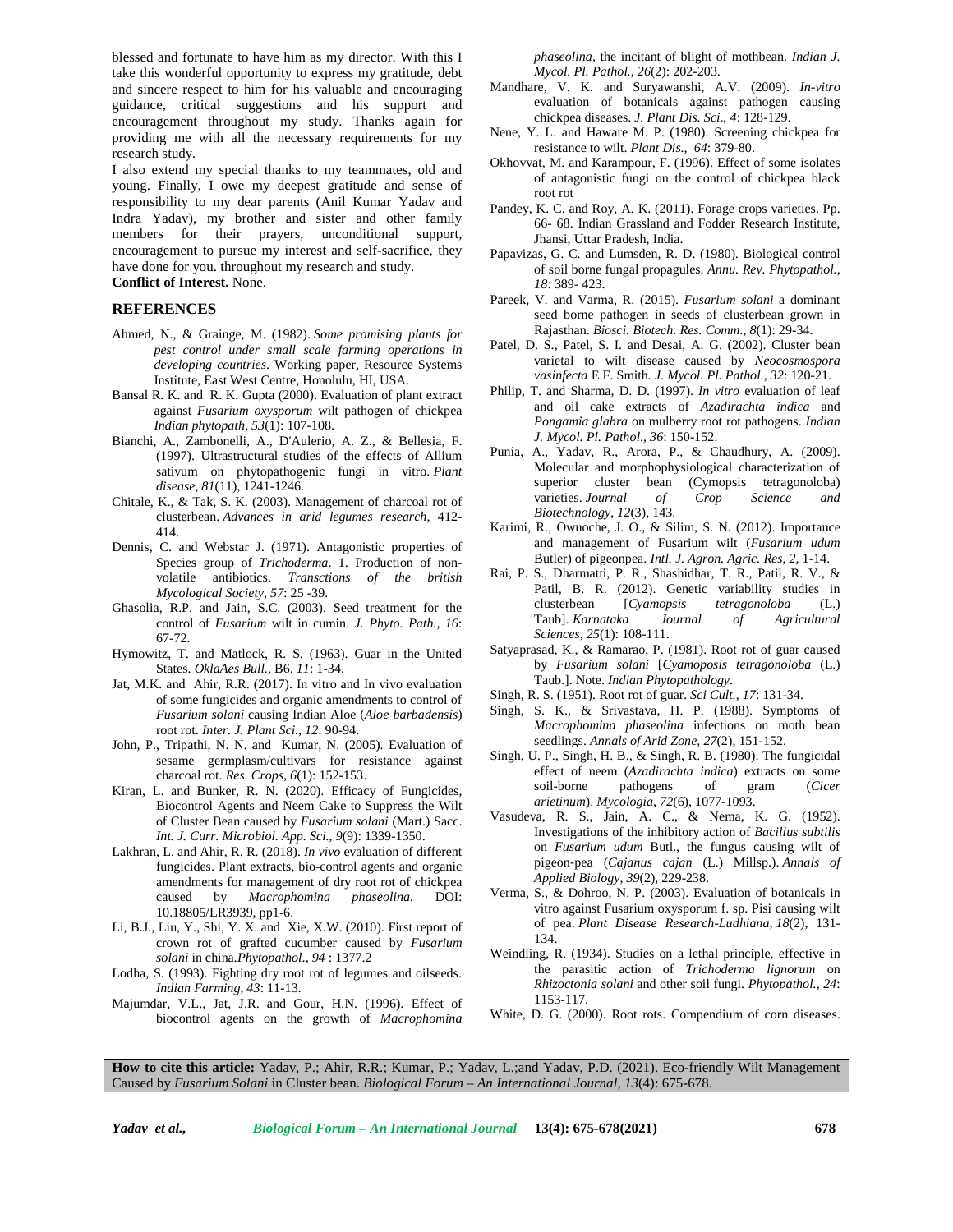blessed and fortunate to have him as my director. With this I take this wonderful opportunity to express my gratitude, debt and sincere respect to him for his valuable and encouraging guidance, critical suggestions and his support and encouragement throughout my study. Thanks again for providing me with all the necessary requirements for my research study.

I also extend my special thanks to my teammates, old and young. Finally, I owe my deepest gratitude and sense of responsibility to my dear parents (Anil Kumar Yadav and Indra Yadav), my brother and sister and other family members for their prayers, unconditional support, encouragement to pursue my interest and self-sacrifice, they have done for you. throughout my research and study.

**Conflict of Interest.** None.

## REFERENCES

Ahmed, N., & Grainge, M. (1982). *Some promising plants for pest control under small scale farming operations in developing countries*. Working paper, Resource Systems Institute, East West Centre, Honolulu, HI, USA.

Bansal R. K. and R. K. Gupta (2000). Evaluation of plant extract against *Fusarium oxysporum* wilt pathogen of chickpea *Indian phytopath*, *53*(1): 107-108.

Bianchi, A., Zambonelli, A., D'Aulerio, A. Z., & Bellesia, F. (1997). Ultrastructural studies of the effects of Allium sativum on phytopathogenic fungi in vitro. *Plant disease*, *81*(11), 1241-1246.

Chitale, K., & Tak, S. K. (2003). Management of charcoal rot of clusterbean. *Advances in arid legumes research*, 412-414.

Dennis, C. and Webstar J. (1971). Antagonistic properties of Species group of *Trichoderma*. 1. Production of non-volatile antibiotics. *Transctions of the british Mycological Society*, *57*: 25 -39.

Ghasolia, R.P. and Jain, S.C. (2003). Seed treatment for the control of *Fusarium* wilt in cumin. *J. Phyto. Path., 16*: 67-72.

Hymowitz, T. and Matlock, R. S. (1963). Guar in the United States. *OklaAes Bull.,* B6. *11*: 1-34.

Jat, M.K. and Ahir, R.R. (2017). In vitro and In vivo evaluation of some fungicides and organic amendments to control of *Fusarium solani* causing Indian Aloe (*Aloe barbadensis*) root rot. *Inter. J. Plant Sci*., *12*: 90-94.

John, P., Tripathi, N. N. and Kumar, N. (2005). Evaluation of sesame germplasm/cultivars for resistance against charcoal rot. *Res. Crops*, *6*(1): 152-153.

Kiran, L. and Bunker, R. N. (2020). Efficacy of Fungicides, Biocontrol Agents and Neem Cake to Suppress the Wilt of Cluster Bean caused by *Fusarium solani* (Mart.) Sacc. *Int. J. Curr. Microbiol. App. Sci., 9*(9): 1339-1350.

Lakhran, L. and Ahir, R. R. (2018). *In vivo* evaluation of different fungicides. Plant extracts, bio-control agents and organic amendments for management of dry root rot of chickpea caused by *Macrophomina phaseolina.* DOI: 10.18805/LR3939, pp1-6.

Li, B.J., Liu, Y., Shi, Y. X. and Xie, X.W. (2010). First report of crown rot of grafted cucumber caused by *Fusarium solani* in china.*Phytopathol., 94* : 1377.2

Lodha, S. (1993). Fighting dry root rot of legumes and oilseeds. *Indian Farming*, *43*: 11-13.

Majumdar, V.L., Jat, J.R. and Gour, H.N. (1996). Effect of biocontrol agents on the growth of *Macrophomina phaseolina*, the incitant of blight of mothbean. *Indian J. Mycol. Pl. Pathol., 26*(2): 202-203.

Mandhare, V. K. and Suryawanshi, A.V. (2009). *In-vitro* evaluation of botanicals against pathogen causing chickpea diseases. *J. Plant Dis. Sci*., *4*: 128-129.

Nene, Y. L. and Haware M. P. (1980). Screening chickpea for resistance to wilt. *Plant Dis., 64*: 379-80.

Okhovvat, M. and Karampour, F. (1996). Effect of some isolates of antagonistic fungi on the control of chickpea black root rot

Pandey, K. C. and Roy, A. K. (2011). Forage crops varieties. Pp. 66- 68. Indian Grassland and Fodder Research Institute, Jhansi, Uttar Pradesh, India.

Papavizas, G. C. and Lumsden, R. D. (1980). Biological control of soil borne fungal propagules. *Annu. Rev. Phytopathol., 18*: 389- 423.

Pareek, V. and Varma, R. (2015). *Fusarium solani* a dominant seed borne pathogen in seeds of clusterbean grown in Rajasthan. *Biosci. Biotech. Res. Comm., 8*(1): 29-34.

Patel, D. S., Patel, S. I. and Desai, A. G. (2002). Cluster bean varietal to wilt disease caused by *Neocosmospora vasinfecta* E.F. Smith. *J. Mycol. Pl. Pathol., 32*: 120-21.

Philip, T. and Sharma, D. D. (1997). *In vitro* evaluation of leaf and oil cake extracts of *Azadirachta indica* and *Pongamia glabra* on mulberry root rot pathogens. *Indian J. Mycol. Pl. Pathol., 36*: 150-152.

Punia, A., Yadav, R., Arora, P., & Chaudhury, A. (2009). Molecular and morphophysiological characterization of superior cluster bean (Cymopsis tetragonoloba) varieties. *Journal of Crop Science and Biotechnology*, *12*(3), 143.

Karimi, R., Owuoche, J. O., & Silim, S. N. (2012). Importance and management of Fusarium wilt (*Fusarium udum* Butler) of pigeonpea. *Intl. J. Agron. Agric. Res*, *2*, 1-14.

Rai, P. S., Dharmatti, P. R., Shashidhar, T. R., Patil, R. V., & Patil, B. R. (2012). Genetic variability studies in clusterbean [*Cyamopsis tetragonoloba* (L.) Taub]. *Karnataka Journal of Agricultural Sciences*, *25*(1): 108-111.

Satyaprasad, K., & Ramarao, P. (1981). Root rot of guar caused by *Fusarium solani* [*Cyamoposis tetragonoloba* (L.) Taub.]. Note. *Indian Phytopathology*.

Singh, R. S. (1951). Root rot of guar. *Sci Cult., 17*: 131-34.

Singh, S. K., & Srivastava, H. P. (1988). Symptoms of *Macrophomina phaseolina* infections on moth bean seedlings. *Annals of Arid Zone*, *27*(2), 151-152.

Singh, U. P., Singh, H. B., & Singh, R. B. (1980). The fungicidal effect of neem (*Azadirachta indica*) extracts on some soil-borne pathogens of gram (*Cicer arietinum*). *Mycologia*, *72*(6), 1077-1093.

Vasudeva, R. S., Jain, A. C., & Nema, K. G. (1952). Investigations of the inhibitory action of *Bacillus subtilis* on *Fusarium udum* Butl., the fungus causing wilt of pigeon-pea (*Cajanus cajan* (L.) Millsp.). *Annals of Applied Biology*, *39*(2), 229-238.

Verma, S., & Dohroo, N. P. (2003). Evaluation of botanicals in vitro against Fusarium oxysporum f. sp. Pisi causing wilt of pea. *Plant Disease Research-Ludhiana*, *18*(2), 131-134.

Weindling, R. (1934). Studies on a lethal principle, effective in the parasitic action of *Trichoderma lignorum* on *Rhizoctonia solani* and other soil fungi. *Phytopathol., 24*: 1153-117.

White, D. G. (2000). Root rots. Compendium of corn diseases.

**How to cite this article:** Yadav, P.; Ahir, R.R.; Kumar, P.; Yadav, L.;and Yadav, P.D. (2021). Eco-friendly Wilt Management Caused by *Fusarium Solani* in Cluster bean. *Biological Forum – An International Journal*, *13*(4): 675-678.